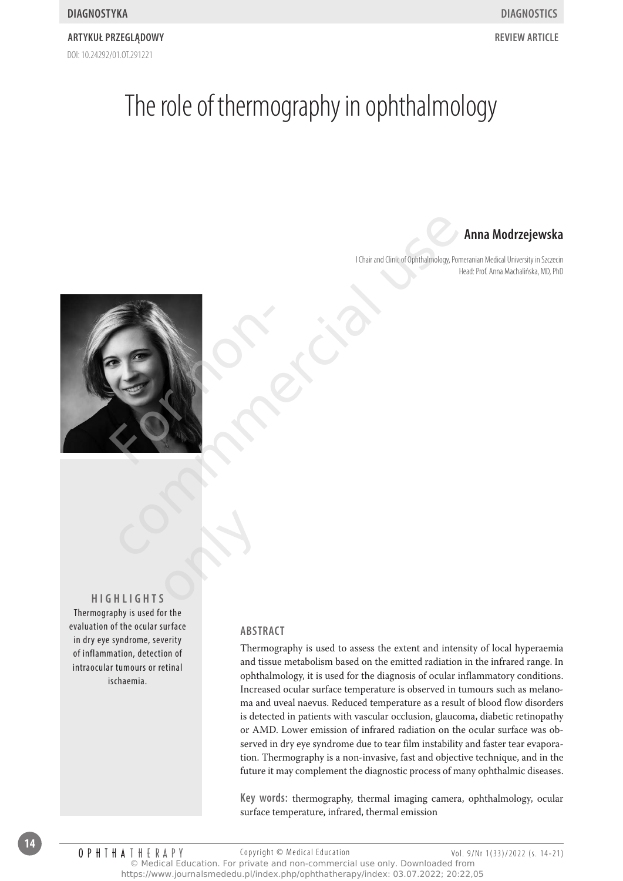DIAGNOSTYKA | DIAGNOSTICS

ARTYKUŁ PRZEGLĄDOWY | REVIEW ARTICLE

DOI: 10.24292/01.OT.291221

# The role of thermography in ophthalmology

**Anna Modrzejewska**

I Chair and Clinic of Ophthalmology, Pomeranian Medical University in Szczecin
Head: Prof. Anna Machalińska, MD, PhD

## HIGHLIGHTS

Thermography is used for the evaluation of the ocular surface in dry eye syndrome, severity of inflammation, detection of intraocular tumours or retinal ischaemia.

## ABSTRACT

Thermography is used to assess the extent and intensity of local hyperaemia and tissue metabolism based on the emitted radiation in the infrared range. In ophthalmology, it is used for the diagnosis of ocular inflammatory conditions. Increased ocular surface temperature is observed in tumours such as melanoma and uveal naevus. Reduced temperature as a result of blood flow disorders is detected in patients with vascular occlusion, glaucoma, diabetic retinopathy or AMD. Lower emission of infrared radiation on the ocular surface was observed in dry eye syndrome due to tear film instability and faster tear evaporation. Thermography is a non-invasive, fast and objective technique, and in the future it may complement the diagnostic process of many ophthalmic diseases.

**Key words:** thermography, thermal imaging camera, ophthalmology, ocular surface temperature, infrared, thermal emission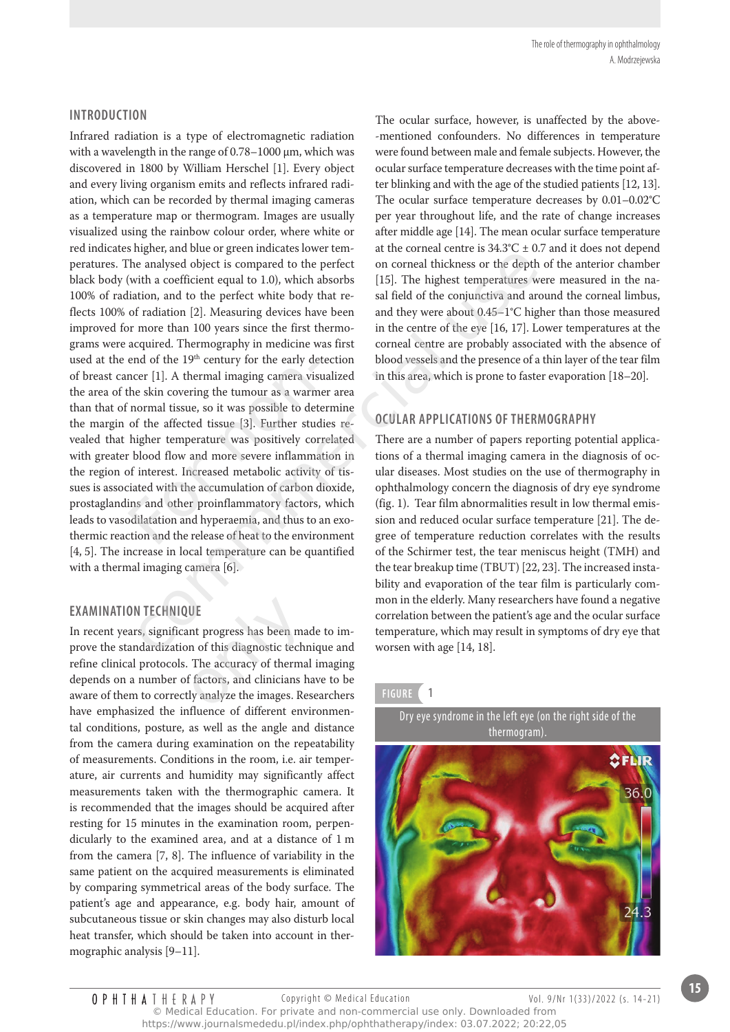## INTRODUCTION

Infrared radiation is a type of electromagnetic radiation with a wavelength in the range of 0.78–1000 µm, which was discovered in 1800 by William Herschel [1]. Every object and every living organism emits and reflects infrared radiation, which can be recorded by thermal imaging cameras as a temperature map or thermogram. Images are usually visualized using the rainbow colour order, where white or red indicates higher, and blue or green indicates lower temperatures. The analysed object is compared to the perfect black body (with a coefficient equal to 1.0), which absorbs 100% of radiation, and to the perfect white body that reflects 100% of radiation [2]. Measuring devices have been improved for more than 100 years since the first thermograms were acquired. Thermography in medicine was first used at the end of the 19th century for the early detection of breast cancer [1]. A thermal imaging camera visualized the area of the skin covering the tumour as a warmer area than that of normal tissue, so it was possible to determine the margin of the affected tissue [3]. Further studies revealed that higher temperature was positively correlated with greater blood flow and more severe inflammation in the region of interest. Increased metabolic activity of tissues is associated with the accumulation of carbon dioxide, prostaglandins and other proinflammatory factors, which leads to vasodilatation and hyperaemia, and thus to an exothermic reaction and the release of heat to the environment [4, 5]. The increase in local temperature can be quantified with a thermal imaging camera [6].

## EXAMINATION TECHNIQUE

In recent years, significant progress has been made to improve the standardization of this diagnostic technique and refine clinical protocols. The accuracy of thermal imaging depends on a number of factors, and clinicians have to be aware of them to correctly analyze the images. Researchers have emphasized the influence of different environmental conditions, posture, as well as the angle and distance from the camera during examination on the repeatability of measurements. Conditions in the room, i.e. air temperature, air currents and humidity may significantly affect measurements taken with the thermographic camera. It is recommended that the images should be acquired after resting for 15 minutes in the examination room, perpendicularly to the examined area, and at a distance of 1 m from the camera [7, 8]. The influence of variability in the same patient on the acquired measurements is eliminated by comparing symmetrical areas of the body surface. The patient's age and appearance, e.g. body hair, amount of subcutaneous tissue or skin changes may also disturb local heat transfer, which should be taken into account in thermographic analysis [9–11].

The ocular surface, however, is unaffected by the above-mentioned confounders. No differences in temperature were found between male and female subjects. However, the ocular surface temperature decreases with the time point after blinking and with the age of the studied patients [12, 13]. The ocular surface temperature decreases by 0.01–0.02°C per year throughout life, and the rate of change increases after middle age [14]. The mean ocular surface temperature at the corneal centre is 34.3°C ± 0.7 and it does not depend on corneal thickness or the depth of the anterior chamber [15]. The highest temperatures were measured in the nasal field of the conjunctiva and around the corneal limbus, and they were about 0.45–1°C higher than those measured in the centre of the eye [16, 17]. Lower temperatures at the corneal centre are probably associated with the absence of blood vessels and the presence of a thin layer of the tear film in this area, which is prone to faster evaporation [18–20].

## OCULAR APPLICATIONS OF THERMOGRAPHY

There are a number of papers reporting potential applications of a thermal imaging camera in the diagnosis of ocular diseases. Most studies on the use of thermography in ophthalmology concern the diagnosis of dry eye syndrome (fig. 1). Tear film abnormalities result in low thermal emission and reduced ocular surface temperature [21]. The degree of temperature reduction correlates with the results of the Schirmer test, the tear meniscus height (TMH) and the tear breakup time (TBUT) [22, 23]. The increased instability and evaporation of the tear film is particularly common in the elderly. Many researchers have found a negative correlation between the patient's age and the ocular surface temperature, which may result in symptoms of dry eye that worsen with age [14, 18].

FIGURE 1
Dry eye syndrome in the left eye (on the right side of the thermogram).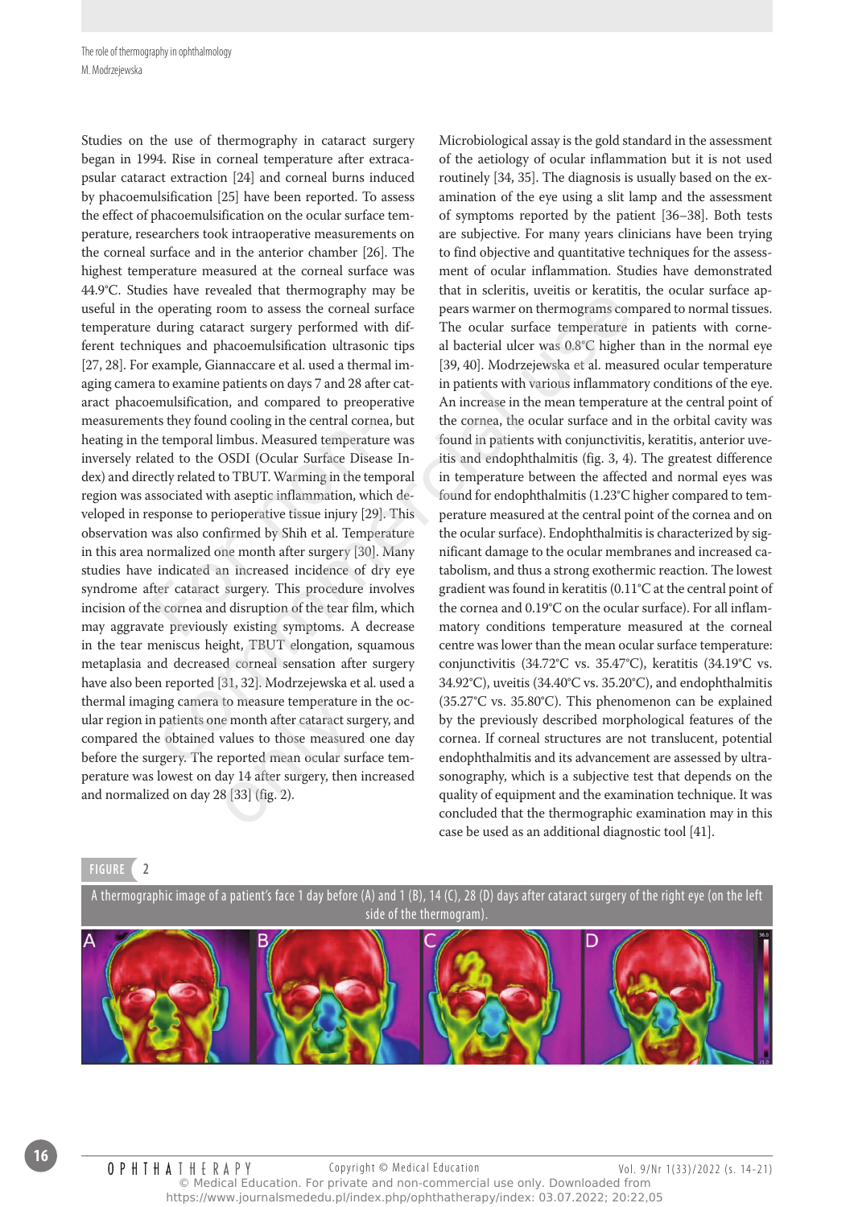Studies on the use of thermography in cataract surgery began in 1994. Rise in corneal temperature after extracapsular cataract extraction [24] and corneal burns induced by phacoemulsification [25] have been reported. To assess the effect of phacoemulsification on the ocular surface temperature, researchers took intraoperative measurements on the corneal surface and in the anterior chamber [26]. The highest temperature measured at the corneal surface was 44.9°C. Studies have revealed that thermography may be useful in the operating room to assess the corneal surface temperature during cataract surgery performed with different techniques and phacoemulsification ultrasonic tips [27, 28]. For example, Giannaccare et al. used a thermal imaging camera to examine patients on days 7 and 28 after cataract phacoemulsification, and compared to preoperative measurements they found cooling in the central cornea, but heating in the temporal limbus. Measured temperature was inversely related to the OSDI (Ocular Surface Disease Index) and directly related to TBUT. Warming in the temporal region was associated with aseptic inflammation, which developed in response to perioperative tissue injury [29]. This observation was also confirmed by Shih et al. Temperature in this area normalized one month after surgery [30]. Many studies have indicated an increased incidence of dry eye syndrome after cataract surgery. This procedure involves incision of the cornea and disruption of the tear film, which may aggravate previously existing symptoms. A decrease in the tear meniscus height, TBUT elongation, squamous metaplasia and decreased corneal sensation after surgery have also been reported [31, 32]. Modrzejewska et al. used a thermal imaging camera to measure temperature in the ocular region in patients one month after cataract surgery, and compared the obtained values to those measured one day before the surgery. The reported mean ocular surface temperature was lowest on day 14 after surgery, then increased and normalized on day 28 [33] (fig. 2).

Microbiological assay is the gold standard in the assessment of the aetiology of ocular inflammation but it is not used routinely [34, 35]. The diagnosis is usually based on the examination of the eye using a slit lamp and the assessment of symptoms reported by the patient [36–38]. Both tests are subjective. For many years clinicians have been trying to find objective and quantitative techniques for the assessment of ocular inflammation. Studies have demonstrated that in scleritis, uveitis or keratitis, the ocular surface appears warmer on thermograms compared to normal tissues. The ocular surface temperature in patients with corneal bacterial ulcer was 0.8°C higher than in the normal eye [39, 40]. Modrzejewska et al. measured ocular temperature in patients with various inflammatory conditions of the eye. An increase in the mean temperature at the central point of the cornea, the ocular surface and in the orbital cavity was found in patients with conjunctivitis, keratitis, anterior uveitis and endophthalmitis (fig. 3, 4). The greatest difference in temperature between the affected and normal eyes was found for endophthalmitis (1.23°C higher compared to temperature measured at the central point of the cornea and on the ocular surface). Endophthalmitis is characterized by significant damage to the ocular membranes and increased catabolism, and thus a strong exothermic reaction. The lowest gradient was found in keratitis (0.11°C at the central point of the cornea and 0.19°C on the ocular surface). For all inflammatory conditions temperature measured at the corneal centre was lower than the mean ocular surface temperature: conjunctivitis (34.72°C vs. 35.47°C), keratitis (34.19°C vs. 34.92°C), uveitis (34.40°C vs. 35.20°C), and endophthalmitis (35.27°C vs. 35.80°C). This phenomenon can be explained by the previously described morphological features of the cornea. If corneal structures are not translucent, potential endophthalmitis and its advancement are assessed by ultrasonography, which is a subjective test that depends on the quality of equipment and the examination technique. It was concluded that the thermographic examination may in this case be used as an additional diagnostic tool [41].

**FIGURE 2**

A thermographic image of a patient's face 1 day before (A) and 1 (B), 14 (C), 28 (D) days after cataract surgery of the right eye (on the left side of the thermogram).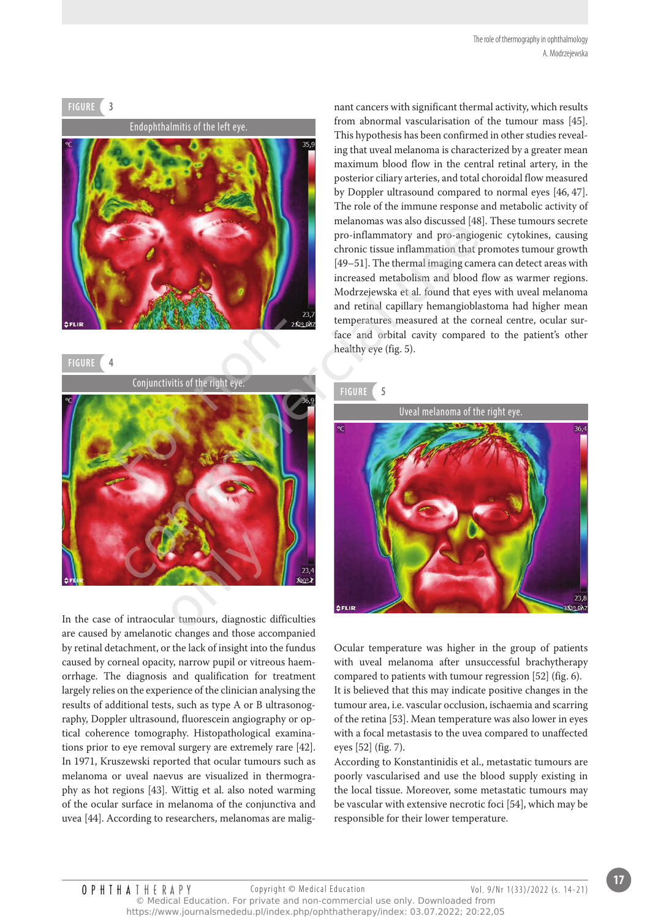FIGURE 3

Endophthalmitis of the left eye.

FIGURE 4

Conjunctivitis of the right eye.

In the case of intraocular tumours, diagnostic difficulties are caused by amelanotic changes and those accompanied by retinal detachment, or the lack of insight into the fundus caused by corneal opacity, narrow pupil or vitreous haemorrhage. The diagnosis and qualification for treatment largely relies on the experience of the clinician analysing the results of additional tests, such as type A or B ultrasonography, Doppler ultrasound, fluorescein angiography or optical coherence tomography. Histopathological examinations prior to eye removal surgery are extremely rare [42]. In 1971, Kruszewski reported that ocular tumours such as melanoma or uveal naevus are visualized in thermography as hot regions [43]. Wittig et al. also noted warming of the ocular surface in melanoma of the conjunctiva and uvea [44]. According to researchers, melanomas are malignant cancers with significant thermal activity, which results from abnormal vascularisation of the tumour mass [45]. This hypothesis has been confirmed in other studies revealing that uveal melanoma is characterized by a greater mean maximum blood flow in the central retinal artery, in the posterior ciliary arteries, and total choroidal flow measured by Doppler ultrasound compared to normal eyes [46, 47]. The role of the immune response and metabolic activity of melanomas was also discussed [48]. These tumours secrete pro-inflammatory and pro-angiogenic cytokines, causing chronic tissue inflammation that promotes tumour growth [49–51]. The thermal imaging camera can detect areas with increased metabolism and blood flow as warmer regions. Modrzejewska et al. found that eyes with uveal melanoma and retinal capillary hemangioblastoma had higher mean temperatures measured at the corneal centre, ocular surface and orbital cavity compared to the patient's other healthy eye (fig. 5).

FIGURE 5

Uveal melanoma of the right eye.

Ocular temperature was higher in the group of patients with uveal melanoma after unsuccessful brachytherapy compared to patients with tumour regression [52] (fig. 6). It is believed that this may indicate positive changes in the tumour area, i.e. vascular occlusion, ischaemia and scarring of the retina [53]. Mean temperature was also lower in eyes with a focal metastasis to the uvea compared to unaffected eyes [52] (fig. 7).

According to Konstantinidis et al., metastatic tumours are poorly vascularised and use the blood supply existing in the local tissue. Moreover, some metastatic tumours may be vascular with extensive necrotic foci [54], which may be responsible for their lower temperature.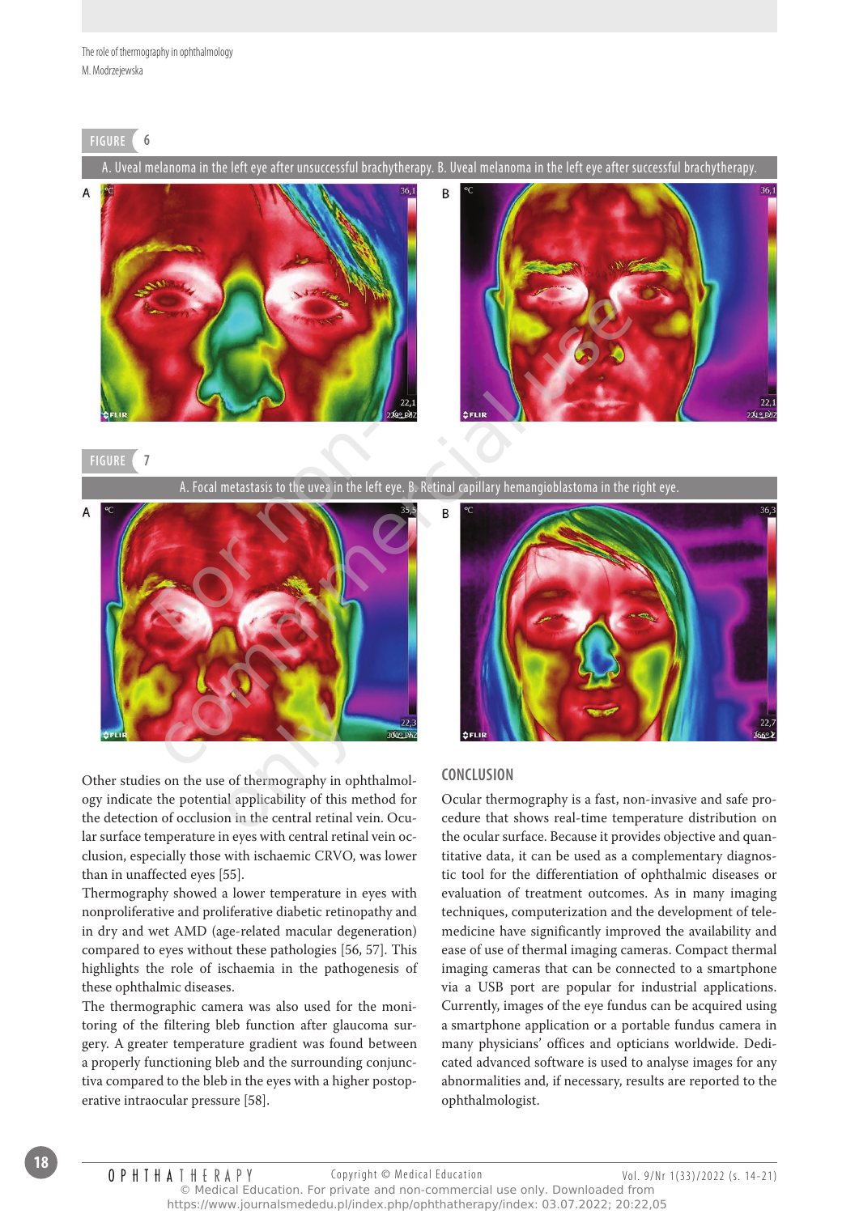FIGURE 6

A. Uveal melanoma in the left eye after unsuccessful brachytherapy. B. Uveal melanoma in the left eye after successful brachytherapy.

FIGURE 7

A. Focal metastasis to the uvea in the left eye. B. Retinal capillary hemangioblastoma in the right eye.

Other studies on the use of thermography in ophthalmology indicate the potential applicability of this method for the detection of occlusion in the central retinal vein. Ocular surface temperature in eyes with central retinal vein occlusion, especially those with ischaemic CRVO, was lower than in unaffected eyes [55].

Thermography showed a lower temperature in eyes with nonproliferative and proliferative diabetic retinopathy and in dry and wet AMD (age-related macular degeneration) compared to eyes without these pathologies [56, 57]. This highlights the role of ischaemia in the pathogenesis of these ophthalmic diseases.

The thermographic camera was also used for the monitoring of the filtering bleb function after glaucoma surgery. A greater temperature gradient was found between a properly functioning bleb and the surrounding conjunctiva compared to the bleb in the eyes with a higher postoperative intraocular pressure [58].

## CONCLUSION

Ocular thermography is a fast, non-invasive and safe procedure that shows real-time temperature distribution on the ocular surface. Because it provides objective and quantitative data, it can be used as a complementary diagnostic tool for the differentiation of ophthalmic diseases or evaluation of treatment outcomes. As in many imaging techniques, computerization and the development of telemedicine have significantly improved the availability and ease of use of thermal imaging cameras. Compact thermal imaging cameras that can be connected to a smartphone via a USB port are popular for industrial applications. Currently, images of the eye fundus can be acquired using a smartphone application or a portable fundus camera in many physicians' offices and opticians worldwide. Dedicated advanced software is used to analyse images for any abnormalities and, if necessary, results are reported to the ophthalmologist.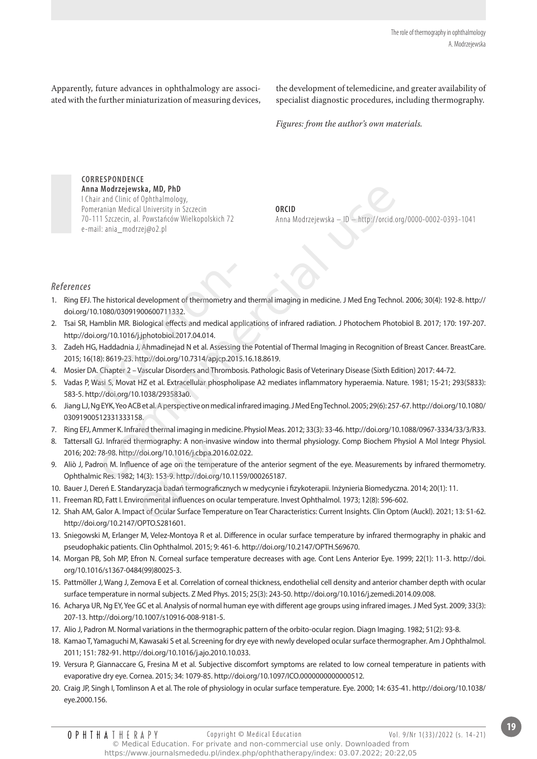Apparently, future advances in ophthalmology are associated with the further miniaturization of measuring devices, the development of telemedicine, and greater availability of specialist diagnostic procedures, including thermography.

*Figures: from the author's own materials.*

**CORRESPONDENCE**
**Anna Modrzejewska, MD, PhD**
I Chair and Clinic of Ophthalmology,
Pomeranian Medical University in Szczecin
70-111 Szczecin, al. Powstańców Wielkopolskich 72
e-mail: ania_modrzej@o2.pl

**ORCID**
Anna Modrzejewska – ID – http://orcid.org/0000-0002-0393-1041

## References

1. Ring EFJ. The historical development of thermometry and thermal imaging in medicine. J Med Eng Technol. 2006; 30(4): 192-8. http://doi.org/10.1080/03091900600711332.
2. Tsai SR, Hamblin MR. Biological effects and medical applications of infrared radiation. J Photochem Photobiol B. 2017; 170: 197-207. http://doi.org/10.1016/j.jphotobiol.2017.04.014.
3. Zadeh HG, Haddadnia J, Ahmadinejad N et al. Assessing the Potential of Thermal Imaging in Recognition of Breast Cancer. BreastCare. 2015; 16(18): 8619-23. http://doi.org/10.7314/apjcp.2015.16.18.8619.
4. Mosier DA. Chapter 2 – Vascular Disorders and Thrombosis. Pathologic Basis of Veterinary Disease (Sixth Edition) 2017: 44-72.
5. Vadas P, Wasi S, Movat HZ et al. Extracellular phospholipase A2 mediates inflammatory hyperaemia. Nature. 1981; 15-21; 293(5833): 583-5. http://doi.org/10.1038/293583a0.
6. Jiang LJ, Ng EYK, Yeo ACB et al. A perspective on medical infrared imaging. J Med Eng Technol. 2005; 29(6): 257-67. http://doi.org/10.1080/03091900512331333158.
7. Ring EFJ, Ammer K. Infrared thermal imaging in medicine. Physiol Meas. 2012; 33(3): 33-46. http://doi.org/10.1088/0967-3334/33/3/R33.
8. Tattersall GJ. Infrared thermography: A non-invasive window into thermal physiology. Comp Biochem Physiol A Mol Integr Physiol. 2016; 202: 78-98. http://doi.org/10.1016/j.cbpa.2016.02.022.
9. Aliò J, Padron M. Influence of age on the temperature of the anterior segment of the eye. Measurements by infrared thermometry. Ophthalmic Res. 1982; 14(3): 153-9. http://doi.org/10.1159/000265187.
10. Bauer J, Dereń E. Standaryzacja badań termograficznych w medycynie i fizykoterapii. Inżynieria Biomedyczna. 2014; 20(1): 11.
11. Freeman RD, Fatt I. Environmental influences on ocular temperature. Invest Ophthalmol. 1973; 12(8): 596-602.
12. Shah AM, Galor A. Impact of Ocular Surface Temperature on Tear Characteristics: Current Insights. Clin Optom (Auckl). 2021; 13: 51-62. http://doi.org/10.2147/OPTO.S281601.
13. Sniegowski M, Erlanger M, Velez-Montoya R et al. Difference in ocular surface temperature by infrared thermography in phakic and pseudophakic patients. Clin Ophthalmol. 2015; 9: 461-6. http://doi.org/10.2147/OPTH.S69670.
14. Morgan PB, Soh MP, Efron N. Corneal surface temperature decreases with age. Cont Lens Anterior Eye. 1999; 22(1): 11-3. http://doi.org/10.1016/s1367-0484(99)80025-3.
15. Pattmöller J, Wang J, Zemova E et al. Correlation of corneal thickness, endothelial cell density and anterior chamber depth with ocular surface temperature in normal subjects. Z Med Phys. 2015; 25(3): 243-50. http://doi.org/10.1016/j.zemedi.2014.09.008.
16. Acharya UR, Ng EY, Yee GC et al. Analysis of normal human eye with different age groups using infrared images. J Med Syst. 2009; 33(3): 207-13. http://doi.org/10.1007/s10916-008-9181-5.
17. Alio J, Padron M. Normal variations in the thermographic pattern of the orbito-ocular region. Diagn Imaging. 1982; 51(2): 93-8.
18. Kamao T, Yamaguchi M, Kawasaki S et al. Screening for dry eye with newly developed ocular surface thermographer. Am J Ophthalmol. 2011; 151: 782-91. http://doi.org/10.1016/j.ajo.2010.10.033.
19. Versura P, Giannaccare G, Fresina M et al. Subjective discomfort symptoms are related to low corneal temperature in patients with evaporative dry eye. Cornea. 2015; 34: 1079-85. http://doi.org/10.1097/ICO.0000000000000512.
20. Craig JP, Singh I, Tomlinson A et al. The role of physiology in ocular surface temperature. Eye. 2000; 14: 635-41. http://doi.org/10.1038/eye.2000.156.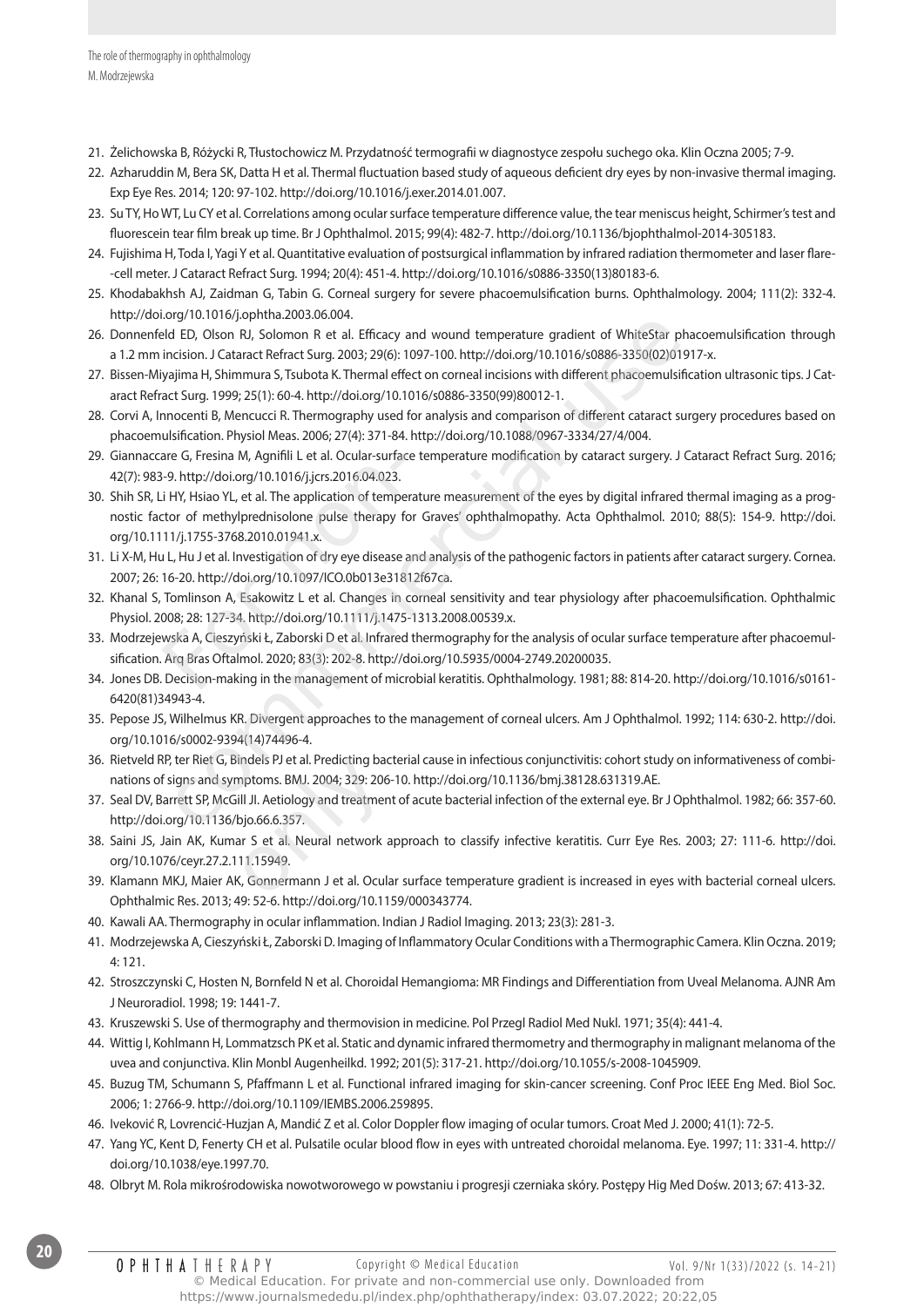21. Żelichowska B, Różycki R, Tłustochowicz M. Przydatność termografii w diagnostyce zespołu suchego oka. Klin Oczna 2005; 7-9.
22. Azharuddin M, Bera SK, Datta H et al. Thermal fluctuation based study of aqueous deficient dry eyes by non-invasive thermal imaging. Exp Eye Res. 2014; 120: 97-102. http://doi.org/10.1016/j.exer.2014.01.007.
23. Su TY, Ho WT, Lu CY et al. Correlations among ocular surface temperature difference value, the tear meniscus height, Schirmer's test and fluorescein tear film break up time. Br J Ophthalmol. 2015; 99(4): 482-7. http://doi.org/10.1136/bjophthalmol-2014-305183.
24. Fujishima H, Toda I, Yagi Y et al. Quantitative evaluation of postsurgical inflammation by infrared radiation thermometer and laser flare--cell meter. J Cataract Refract Surg. 1994; 20(4): 451-4. http://doi.org/10.1016/s0886-3350(13)80183-6.
25. Khodabakhsh AJ, Zaidman G, Tabin G. Corneal surgery for severe phacoemulsification burns. Ophthalmology. 2004; 111(2): 332-4. http://doi.org/10.1016/j.ophtha.2003.06.004.
26. Donnenfeld ED, Olson RJ, Solomon R et al. Efficacy and wound temperature gradient of WhiteStar phacoemulsification through a 1.2 mm incision. J Cataract Refract Surg. 2003; 29(6): 1097-100. http://doi.org/10.1016/s0886-3350(02)01917-x.
27. Bissen-Miyajima H, Shimmura S, Tsubota K. Thermal effect on corneal incisions with different phacoemulsification ultrasonic tips. J Cataract Refract Surg. 1999; 25(1): 60-4. http://doi.org/10.1016/s0886-3350(99)80012-1.
28. Corvi A, Innocenti B, Mencucci R. Thermography used for analysis and comparison of different cataract surgery procedures based on phacoemulsification. Physiol Meas. 2006; 27(4): 371-84. http://doi.org/10.1088/0967-3334/27/4/004.
29. Giannaccare G, Fresina M, Agnifili L et al. Ocular-surface temperature modification by cataract surgery. J Cataract Refract Surg. 2016; 42(7): 983-9. http://doi.org/10.1016/j.jcrs.2016.04.023.
30. Shih SR, Li HY, Hsiao YL, et al. The application of temperature measurement of the eyes by digital infrared thermal imaging as a prognostic factor of methylprednisolone pulse therapy for Graves' ophthalmopathy. Acta Ophthalmol. 2010; 88(5): 154-9. http://doi.org/10.1111/j.1755-3768.2010.01941.x.
31. Li X-M, Hu L, Hu J et al. Investigation of dry eye disease and analysis of the pathogenic factors in patients after cataract surgery. Cornea. 2007; 26: 16-20. http://doi.org/10.1097/ICO.0b013e31812f67ca.
32. Khanal S, Tomlinson A, Esakowitz L et al. Changes in corneal sensitivity and tear physiology after phacoemulsification. Ophthalmic Physiol. 2008; 28: 127-34. http://doi.org/10.1111/j.1475-1313.2008.00539.x.
33. Modrzejewska A, Cieszyński Ł, Zaborski D et al. Infrared thermography for the analysis of ocular surface temperature after phacoemulsification. Arq Bras Oftalmol. 2020; 83(3): 202-8. http://doi.org/10.5935/0004-2749.20200035.
34. Jones DB. Decision-making in the management of microbial keratitis. Ophthalmology. 1981; 88: 814-20. http://doi.org/10.1016/s0161-6420(81)34943-4.
35. Pepose JS, Wilhelmus KR. Divergent approaches to the management of corneal ulcers. Am J Ophthalmol. 1992; 114: 630-2. http://doi.org/10.1016/s0002-9394(14)74496-4.
36. Rietveld RP, ter Riet G, Bindels PJ et al. Predicting bacterial cause in infectious conjunctivitis: cohort study on informativeness of combinations of signs and symptoms. BMJ. 2004; 329: 206-10. http://doi.org/10.1136/bmj.38128.631319.AE.
37. Seal DV, Barrett SP, McGill JI. Aetiology and treatment of acute bacterial infection of the external eye. Br J Ophthalmol. 1982; 66: 357-60. http://doi.org/10.1136/bjo.66.6.357.
38. Saini JS, Jain AK, Kumar S et al. Neural network approach to classify infective keratitis. Curr Eye Res. 2003; 27: 111-6. http://doi.org/10.1076/ceyr.27.2.111.15949.
39. Klamann MKJ, Maier AK, Gonnermann J et al. Ocular surface temperature gradient is increased in eyes with bacterial corneal ulcers. Ophthalmic Res. 2013; 49: 52-6. http://doi.org/10.1159/000343774.
40. Kawali AA. Thermography in ocular inflammation. Indian J Radiol Imaging. 2013; 23(3): 281-3.
41. Modrzejewska A, Cieszyński Ł, Zaborski D. Imaging of Inflammatory Ocular Conditions with a Thermographic Camera. Klin Oczna. 2019; 4: 121.
42. Stroszczynski C, Hosten N, Bornfeld N et al. Choroidal Hemangioma: MR Findings and Differentiation from Uveal Melanoma. AJNR Am J Neuroradiol. 1998; 19: 1441-7.
43. Kruszewski S. Use of thermography and thermovision in medicine. Pol Przegl Radiol Med Nukl. 1971; 35(4): 441-4.
44. Wittig I, Kohlmann H, Lommatzsch PK et al. Static and dynamic infrared thermometry and thermography in malignant melanoma of the uvea and conjunctiva. Klin Monbl Augenheilkd. 1992; 201(5): 317-21. http://doi.org/10.1055/s-2008-1045909.
45. Buzug TM, Schumann S, Pfaffmann L et al. Functional infrared imaging for skin-cancer screening. Conf Proc IEEE Eng Med. Biol Soc. 2006; 1: 2766-9. http://doi.org/10.1109/IEMBS.2006.259895.
46. Iveković R, Lovrencić-Huzjan A, Mandić Z et al. Color Doppler flow imaging of ocular tumors. Croat Med J. 2000; 41(1): 72-5.
47. Yang YC, Kent D, Fenerty CH et al. Pulsatile ocular blood flow in eyes with untreated choroidal melanoma. Eye. 1997; 11: 331-4. http://doi.org/10.1038/eye.1997.70.
48. Olbryt M. Rola mikrośrodowiska nowotworowego w powstaniu i progresji czerniaka skóry. Postępy Hig Med Dośw. 2013; 67: 413-32.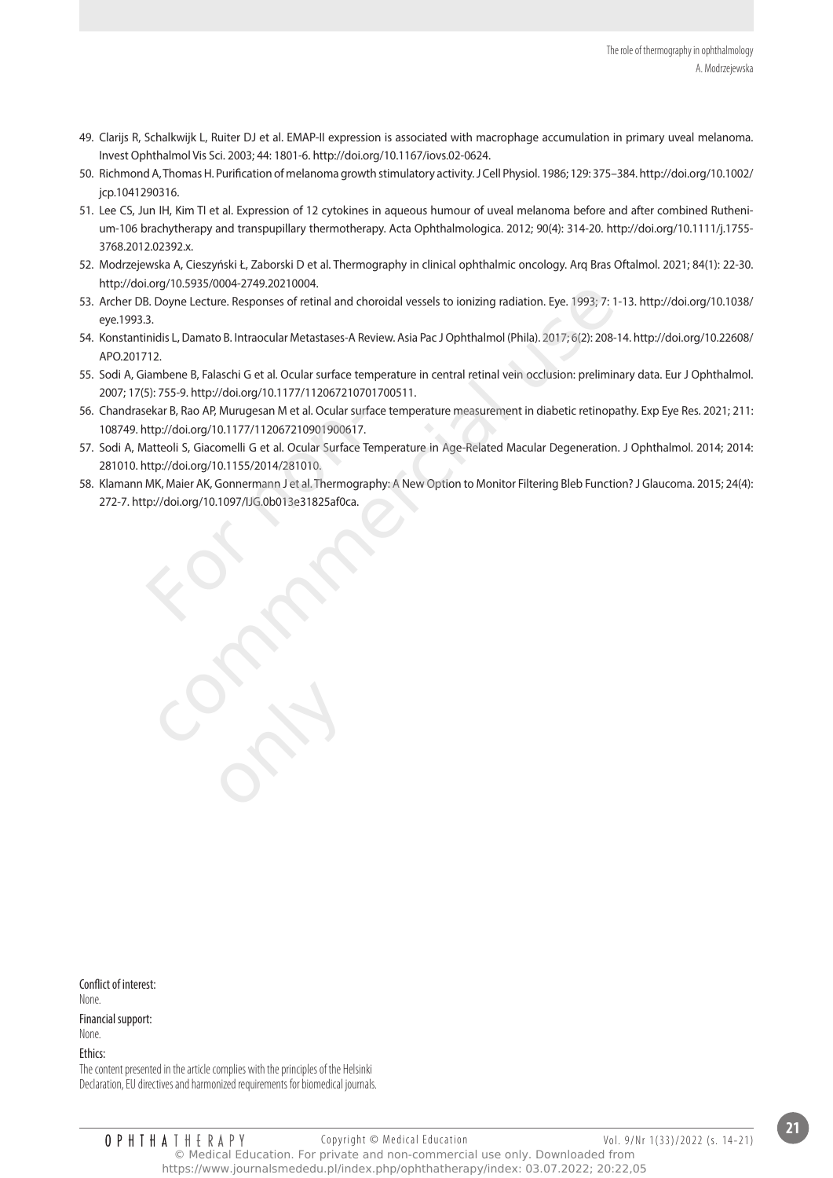49. Clarijs R, Schalkwijk L, Ruiter DJ et al. EMAP-II expression is associated with macrophage accumulation in primary uveal melanoma. Invest Ophthalmol Vis Sci. 2003; 44: 1801-6. http://doi.org/10.1167/iovs.02-0624.
50. Richmond A, Thomas H. Purification of melanoma growth stimulatory activity. J Cell Physiol. 1986; 129: 375–384. http://doi.org/10.1002/jcp.1041290316.
51. Lee CS, Jun IH, Kim TI et al. Expression of 12 cytokines in aqueous humour of uveal melanoma before and after combined Ruthenium-106 brachytherapy and transpupillary thermotherapy. Acta Ophthalmologica. 2012; 90(4): 314-20. http://doi.org/10.1111/j.1755-3768.2012.02392.x.
52. Modrzejewska A, Cieszyński Ł, Zaborski D et al. Thermography in clinical ophthalmic oncology. Arq Bras Oftalmol. 2021; 84(1): 22-30. http://doi.org/10.5935/0004-2749.20210004.
53. Archer DB. Doyne Lecture. Responses of retinal and choroidal vessels to ionizing radiation. Eye. 1993; 7: 1-13. http://doi.org/10.1038/eye.1993.3.
54. Konstantinidis L, Damato B. Intraocular Metastases-A Review. Asia Pac J Ophthalmol (Phila). 2017; 6(2): 208-14. http://doi.org/10.22608/APO.201712.
55. Sodi A, Giambene B, Falaschi G et al. Ocular surface temperature in central retinal vein occlusion: preliminary data. Eur J Ophthalmol. 2007; 17(5): 755-9. http://doi.org/10.1177/112067210701700511.
56. Chandrasekar B, Rao AP, Murugesan M et al. Ocular surface temperature measurement in diabetic retinopathy. Exp Eye Res. 2021; 211: 108749. http://doi.org/10.1177/112067210901900617.
57. Sodi A, Matteoli S, Giacomelli G et al. Ocular Surface Temperature in Age-Related Macular Degeneration. J Ophthalmol. 2014; 2014: 281010. http://doi.org/10.1155/2014/281010.
58. Klamann MK, Maier AK, Gonnermann J et al. Thermography: A New Option to Monitor Filtering Bleb Function? J Glaucoma. 2015; 24(4): 272-7. http://doi.org/10.1097/IJG.0b013e31825af0ca.

Conflict of interest:
None.

Financial support:
None.

Ethics:
The content presented in the article complies with the principles of the Helsinki Declaration, EU directives and harmonized requirements for biomedical journals.